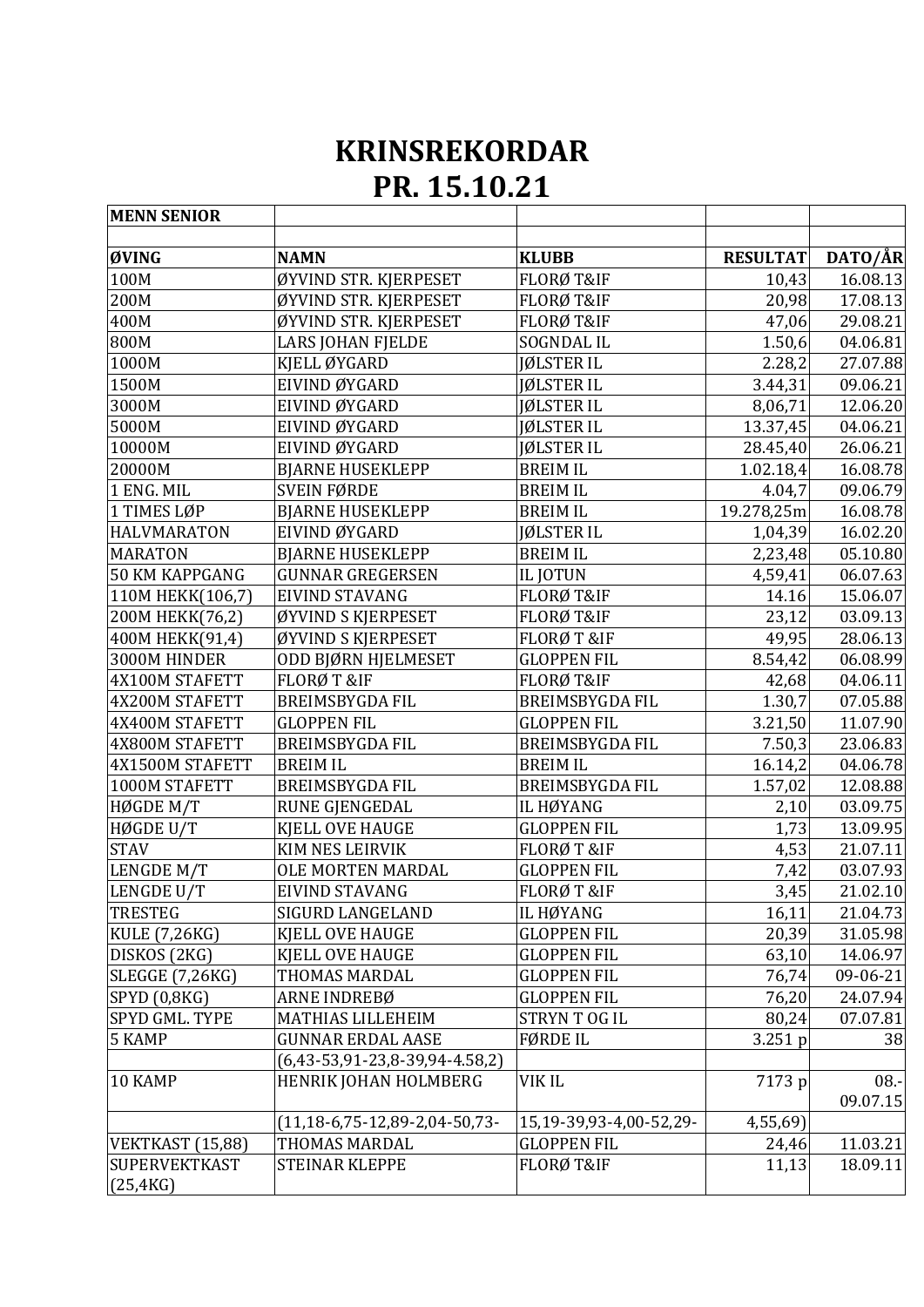# KRINSREKORDAR
# PR. 15.10.21

| MENN SENIOR | | | | |
|---|---|---|---|---|
| | | | | |
| **ØVING** | **NAMN** | **KLUBB** | **RESULTAT** | **DATO/ÅR** |
| 100M | ØYVIND STR. KJERPESET | FLORØ T&IF | 10,43 | 16.08.13 |
| 200M | ØYVIND STR. KJERPESET | FLORØ T&IF | 20,98 | 17.08.13 |
| 400M | ØYVIND STR. KJERPESET | FLORØ T&IF | 47,06 | 29.08.21 |
| 800M | LARS JOHAN FJELDE | SOGNDAL IL | 1.50,6 | 04.06.81 |
| 1000M | KJELL ØYGARD | JØLSTER IL | 2.28,2 | 27.07.88 |
| 1500M | EIVIND ØYGARD | JØLSTER IL | 3.44,31 | 09.06.21 |
| 3000M | EIVIND ØYGARD | JØLSTER IL | 8,06,71 | 12.06.20 |
| 5000M | EIVIND ØYGARD | JØLSTER IL | 13.37,45 | 04.06.21 |
| 10000M | EIVIND ØYGARD | JØLSTER IL | 28.45,40 | 26.06.21 |
| 20000M | BJARNE HUSEKLEPP | BREIM IL | 1.02.18,4 | 16.08.78 |
| 1 ENG. MIL | SVEIN FØRDE | BREIM IL | 4.04,7 | 09.06.79 |
| 1 TIMES LØP | BJARNE HUSEKLEPP | BREIM IL | 19.278,25m | 16.08.78 |
| HALVMARATON | EIVIND ØYGARD | JØLSTER IL | 1,04,39 | 16.02.20 |
| MARATON | BJARNE HUSEKLEPP | BREIM IL | 2,23,48 | 05.10.80 |
| 50 KM KAPPGANG | GUNNAR GREGERSEN | IL JOTUN | 4,59,41 | 06.07.63 |
| 110M HEKK(106,7) | EIVIND STAVANG | FLORØ T&IF | 14.16 | 15.06.07 |
| 200M HEKK(76,2) | ØYVIND S KJERPESET | FLORØ T&IF | 23,12 | 03.09.13 |
| 400M HEKK(91,4) | ØYVIND S KJERPESET | FLORØ T &IF | 49,95 | 28.06.13 |
| 3000M HINDER | ODD BJØRN HJELMESET | GLOPPEN FIL | 8.54,42 | 06.08.99 |
| 4X100M STAFETT | FLORØ T &IF | FLORØ T&IF | 42,68 | 04.06.11 |
| 4X200M STAFETT | BREIMSBYGDA FIL | BREIMSBYGDA FIL | 1.30,7 | 07.05.88 |
| 4X400M STAFETT | GLOPPEN FIL | GLOPPEN FIL | 3.21,50 | 11.07.90 |
| 4X800M STAFETT | BREIMSBYGDA FIL | BREIMSBYGDA FIL | 7.50,3 | 23.06.83 |
| 4X1500M STAFETT | BREIM IL | BREIM IL | 16.14,2 | 04.06.78 |
| 1000M STAFETT | BREIMSBYGDA FIL | BREIMSBYGDA FIL | 1.57,02 | 12.08.88 |
| HØGDE M/T | RUNE GJENGEDAL | IL HØYANG | 2,10 | 03.09.75 |
| HØGDE U/T | KJELL OVE HAUGE | GLOPPEN FIL | 1,73 | 13.09.95 |
| STAV | KIM NES LEIRVIK | FLORØ T &IF | 4,53 | 21.07.11 |
| LENGDE M/T | OLE MORTEN MARDAL | GLOPPEN FIL | 7,42 | 03.07.93 |
| LENGDE U/T | EIVIND STAVANG | FLORØ T &IF | 3,45 | 21.02.10 |
| TRESTEG | SIGURD LANGELAND | IL HØYANG | 16,11 | 21.04.73 |
| KULE (7,26KG) | KJELL OVE HAUGE | GLOPPEN FIL | 20,39 | 31.05.98 |
| DISKOS (2KG) | KJELL OVE HAUGE | GLOPPEN FIL | 63,10 | 14.06.97 |
| SLEGGE (7,26KG) | THOMAS MARDAL | GLOPPEN FIL | 76,74 | 09-06-21 |
| SPYD (0,8KG) | ARNE INDREBØ | GLOPPEN FIL | 76,20 | 24.07.94 |
| SPYD GML. TYPE | MATHIAS LILLEHEIM | STRYN T OG IL | 80,24 | 07.07.81 |
| 5 KAMP | GUNNAR ERDAL AASE | FØRDE IL | 3.251 p | 38 |
| | (6,43-53,91-23,8-39,94-4.58,2) | | | |
| 10 KAMP | HENRIK JOHAN HOLMBERG | VIK IL | 7173 p | 08.-09.07.15 |
| | (11,18-6,75-12,89-2,04-50,73- | 15,19-39,93-4,00-52,29- | 4,55,69) | |
| VEKTKAST (15,88) | THOMAS MARDAL | GLOPPEN FIL | 24,46 | 11.03.21 |
| SUPERVEKTKAST (25,4KG) | STEINAR KLEPPE | FLORØ T&IF | 11,13 | 18.09.11 |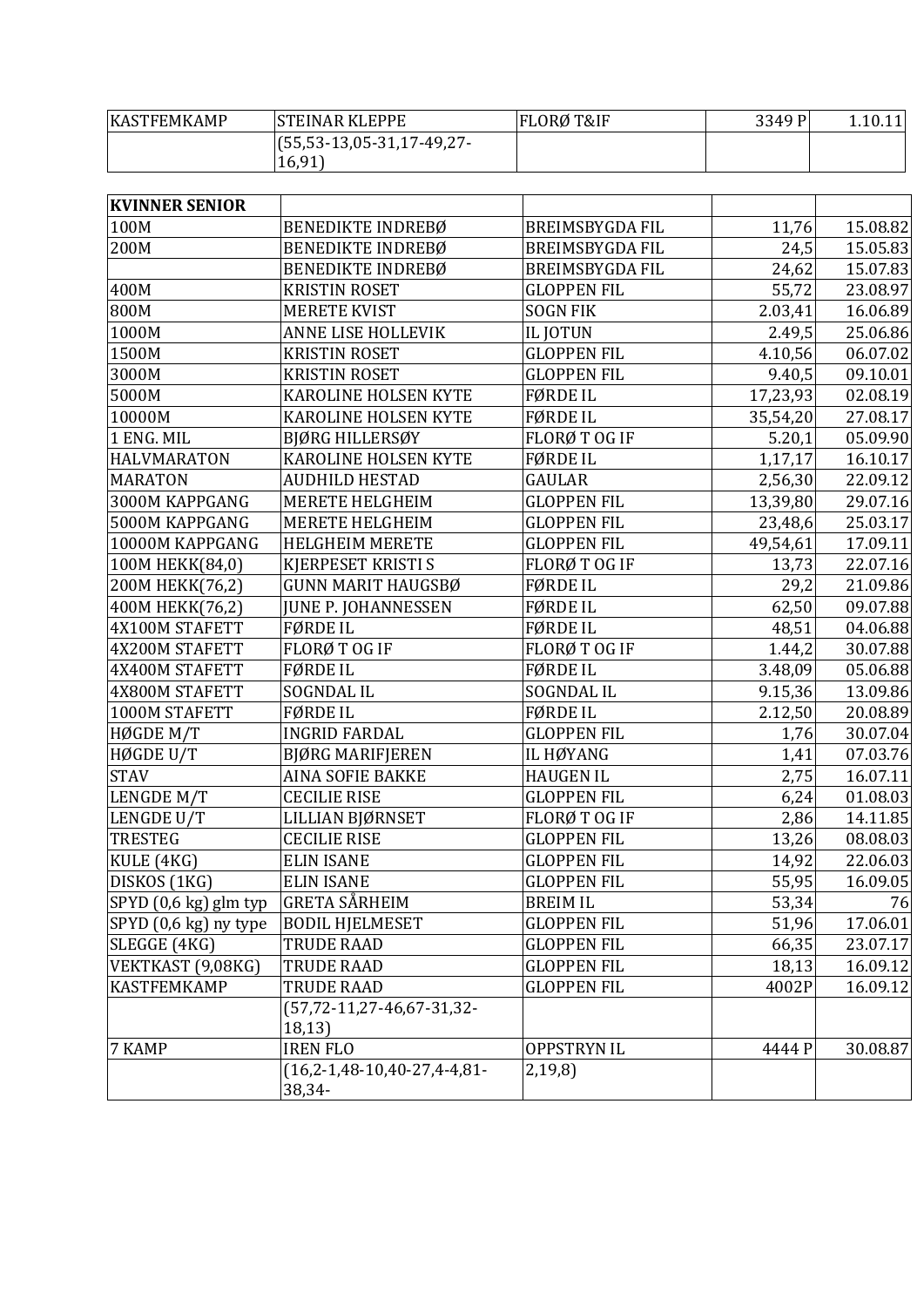| | | | | |
|---|---|---|---|---|
| KASTFEMKAMP | STEINAR KLEPPE | FLORØ T&IF | 3349 P | 1.10.11 |
| | (55,53-13,05-31,17-49,27-16,91) | | | |

| KVINNER SENIOR | | | | |
|---|---|---|---|---|
| 100M | BENEDIKTE INDREBØ | BREIMSBYGDA FIL | 11,76 | 15.08.82 |
| 200M | BENEDIKTE INDREBØ | BREIMSBYGDA FIL | 24,5 | 15.05.83 |
| | BENEDIKTE INDREBØ | BREIMSBYGDA FIL | 24,62 | 15.07.83 |
| 400M | KRISTIN ROSET | GLOPPEN FIL | 55,72 | 23.08.97 |
| 800M | MERETE KVIST | SOGN FIK | 2.03,41 | 16.06.89 |
| 1000M | ANNE LISE HOLLEVIK | IL JOTUN | 2.49,5 | 25.06.86 |
| 1500M | KRISTIN ROSET | GLOPPEN FIL | 4.10,56 | 06.07.02 |
| 3000M | KRISTIN ROSET | GLOPPEN FIL | 9.40,5 | 09.10.01 |
| 5000M | KAROLINE HOLSEN KYTE | FØRDE IL | 17,23,93 | 02.08.19 |
| 10000M | KAROLINE HOLSEN KYTE | FØRDE IL | 35,54,20 | 27.08.17 |
| 1 ENG. MIL | BJØRG HILLERSØY | FLORØ T OG IF | 5.20,1 | 05.09.90 |
| HALVMARATON | KAROLINE HOLSEN KYTE | FØRDE IL | 1,17,17 | 16.10.17 |
| MARATON | AUDHILD HESTAD | GAULAR | 2,56,30 | 22.09.12 |
| 3000M KAPPGANG | MERETE HELGHEIM | GLOPPEN FIL | 13,39,80 | 29.07.16 |
| 5000M KAPPGANG | MERETE HELGHEIM | GLOPPEN FIL | 23,48,6 | 25.03.17 |
| 10000M KAPPGANG | HELGHEIM MERETE | GLOPPEN FIL | 49,54,61 | 17.09.11 |
| 100M HEKK(84,0) | KJERPESET KRISTI S | FLORØ T OG IF | 13,73 | 22.07.16 |
| 200M HEKK(76,2) | GUNN MARIT HAUGSBØ | FØRDE IL | 29,2 | 21.09.86 |
| 400M HEKK(76,2) | JUNE P. JOHANNESSEN | FØRDE IL | 62,50 | 09.07.88 |
| 4X100M STAFETT | FØRDE IL | FØRDE IL | 48,51 | 04.06.88 |
| 4X200M STAFETT | FLORØ T OG IF | FLORØ T OG IF | 1.44,2 | 30.07.88 |
| 4X400M STAFETT | FØRDE IL | FØRDE IL | 3.48,09 | 05.06.88 |
| 4X800M STAFETT | SOGNDAL IL | SOGNDAL IL | 9.15,36 | 13.09.86 |
| 1000M STAFETT | FØRDE IL | FØRDE IL | 2.12,50 | 20.08.89 |
| HØGDE M/T | INGRID FARDAL | GLOPPEN FIL | 1,76 | 30.07.04 |
| HØGDE U/T | BJØRG MARIFJEREN | IL HØYANG | 1,41 | 07.03.76 |
| STAV | AINA SOFIE BAKKE | HAUGEN IL | 2,75 | 16.07.11 |
| LENGDE M/T | CECILIE RISE | GLOPPEN FIL | 6,24 | 01.08.03 |
| LENGDE U/T | LILLIAN BJØRNSET | FLORØ T OG IF | 2,86 | 14.11.85 |
| TRESTEG | CECILIE RISE | GLOPPEN FIL | 13,26 | 08.08.03 |
| KULE (4KG) | ELIN ISANE | GLOPPEN FIL | 14,92 | 22.06.03 |
| DISKOS (1KG) | ELIN ISANE | GLOPPEN FIL | 55,95 | 16.09.05 |
| SPYD (0,6 kg) glm typ | GRETA SÅRHEIM | BREIM IL | 53,34 | 76 |
| SPYD (0,6 kg) ny type | BODIL HJELMESET | GLOPPEN FIL | 51,96 | 17.06.01 |
| SLEGGE (4KG) | TRUDE RAAD | GLOPPEN FIL | 66,35 | 23.07.17 |
| VEKTKAST (9,08KG) | TRUDE RAAD | GLOPPEN FIL | 18,13 | 16.09.12 |
| KASTFEMKAMP | TRUDE RAAD | GLOPPEN FIL | 4002P | 16.09.12 |
| | (57,72-11,27-46,67-31,32-18,13) | | | |
| 7 KAMP | IREN FLO | OPPSTRYN IL | 4444 P | 30.08.87 |
| | (16,2-1,48-10,40-27,4-4,81-38,34- | 2,19,8) | | |